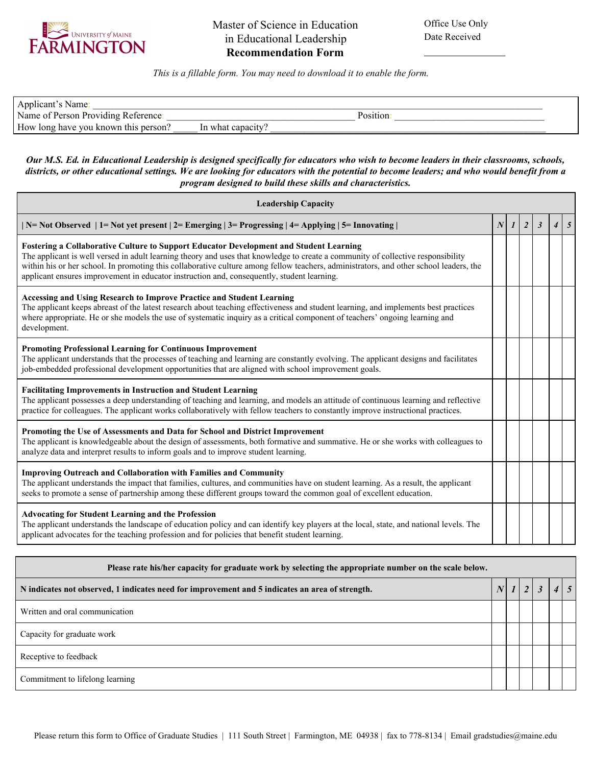# Master of Science in Education in Educational Leadership **Recommendation Form**

Office Use Only
Date Received
_______________

*This is a fillable form. You may need to download it to enable the form.*

Applicant's Name: ___________________________________________________________________________

Name of Person Providing Reference: ____________________________________ Position: ______________________________

How long have you known this person? _____ In what capacity? ________________________________________________________

***Our M.S. Ed. in Educational Leadership is designed specifically for educators who wish to become leaders in their classrooms, schools, districts, or other educational settings. We are looking for educators with the potential to become leaders; and who would benefit from a program designed to build these skills and characteristics.***

| **Leadership Capacity** | | | | | | |
|---|---|---|---|---|---|---|
| **\| N= Not Observed \| 1= Not yet present \| 2= Emerging \| 3= Progressing \| 4= Applying \| 5= Innovating \|** | ***N*** | ***1*** | ***2*** | ***3*** | ***4*** | ***5*** |
| **Fostering a Collaborative Culture to Support Educator Development and Student Learning** The applicant is well versed in adult learning theory and uses that knowledge to create a community of collective responsibility within his or her school. In promoting this collaborative culture among fellow teachers, administrators, and other school leaders, the applicant ensures improvement in educator instruction and, consequently, student learning. | | | | | | |
| **Accessing and Using Research to Improve Practice and Student Learning** The applicant keeps abreast of the latest research about teaching effectiveness and student learning, and implements best practices where appropriate. He or she models the use of systematic inquiry as a critical component of teachers' ongoing learning and development. | | | | | | |
| **Promoting Professional Learning for Continuous Improvement** The applicant understands that the processes of teaching and learning are constantly evolving. The applicant designs and facilitates job-embedded professional development opportunities that are aligned with school improvement goals. | | | | | | |
| **Facilitating Improvements in Instruction and Student Learning** The applicant possesses a deep understanding of teaching and learning, and models an attitude of continuous learning and reflective practice for colleagues. The applicant works collaboratively with fellow teachers to constantly improve instructional practices. | | | | | | |
| **Promoting the Use of Assessments and Data for School and District Improvement** The applicant is knowledgeable about the design of assessments, both formative and summative. He or she works with colleagues to analyze data and interpret results to inform goals and to improve student learning. | | | | | | |
| **Improving Outreach and Collaboration with Families and Community** The applicant understands the impact that families, cultures, and communities have on student learning. As a result, the applicant seeks to promote a sense of partnership among these different groups toward the common goal of excellent education. | | | | | | |
| **Advocating for Student Learning and the Profession** The applicant understands the landscape of education policy and can identify key players at the local, state, and national levels. The applicant advocates for the teaching profession and for policies that benefit student learning. | | | | | | |

| **Please rate his/her capacity for graduate work by selecting the appropriate number on the scale below.** | | | | | | |
|---|---|---|---|---|---|---|
| **N indicates not observed, 1 indicates need for improvement and 5 indicates an area of strength.** | ***N*** | ***1*** | ***2*** | ***3*** | ***4*** | ***5*** |
| Written and oral communication | | | | | | |
| Capacity for graduate work | | | | | | |
| Receptive to feedback | | | | | | |
| Commitment to lifelong learning | | | | | | |

Please return this form to Office of Graduate Studies | 111 South Street | Farmington, ME 04938 | fax to 778-8134 | Email gradstudies@maine.edu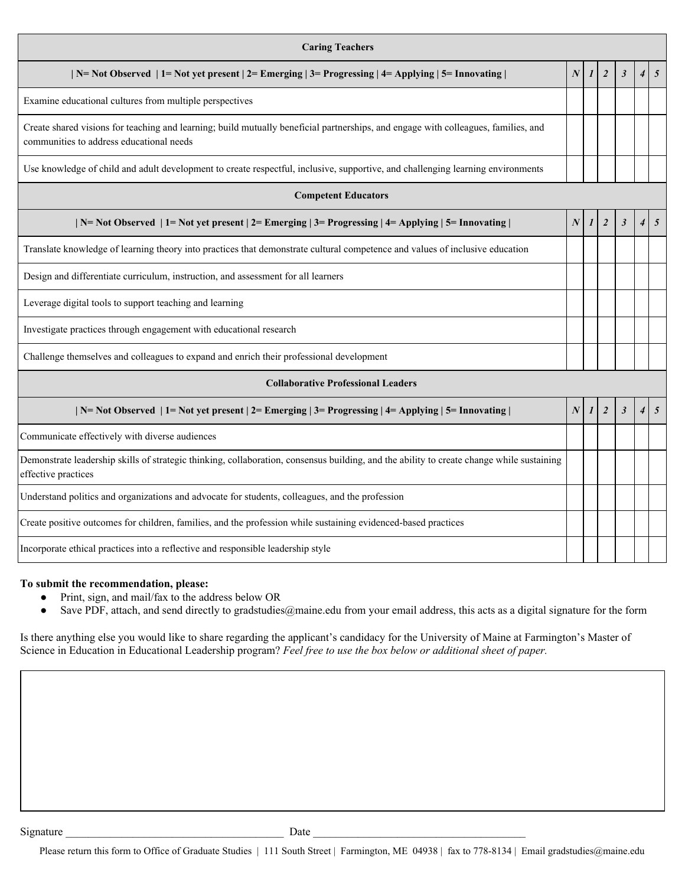| Caring Teachers | | | | | | |
|---|---|---|---|---|---|---|
| **\| N= Not Observed \| 1= Not yet present \| 2= Emerging \| 3= Progressing \| 4= Applying \| 5= Innovating \|** | *N* | *1* | *2* | *3* | *4* | *5* |
| Examine educational cultures from multiple perspectives | | | | | | |
| Create shared visions for teaching and learning; build mutually beneficial partnerships, and engage with colleagues, families, and communities to address educational needs | | | | | | |
| Use knowledge of child and adult development to create respectful, inclusive, supportive, and challenging learning environments | | | | | | |

| Competent Educators | | | | | | |
|---|---|---|---|---|---|---|
| **\| N= Not Observed \| 1= Not yet present \| 2= Emerging \| 3= Progressing \| 4= Applying \| 5= Innovating \|** | *N* | *1* | *2* | *3* | *4* | *5* |
| Translate knowledge of learning theory into practices that demonstrate cultural competence and values of inclusive education | | | | | | |
| Design and differentiate curriculum, instruction, and assessment for all learners | | | | | | |
| Leverage digital tools to support teaching and learning | | | | | | |
| Investigate practices through engagement with educational research | | | | | | |
| Challenge themselves and colleagues to expand and enrich their professional development | | | | | | |

| Collaborative Professional Leaders | | | | | | |
|---|---|---|---|---|---|---|
| **\| N= Not Observed \| 1= Not yet present \| 2= Emerging \| 3= Progressing \| 4= Applying \| 5= Innovating \|** | *N* | *1* | *2* | *3* | *4* | *5* |
| Communicate effectively with diverse audiences | | | | | | |
| Demonstrate leadership skills of strategic thinking, collaboration, consensus building, and the ability to create change while sustaining effective practices | | | | | | |
| Understand politics and organizations and advocate for students, colleagues, and the profession | | | | | | |
| Create positive outcomes for children, families, and the profession while sustaining evidenced-based practices | | | | | | |
| Incorporate ethical practices into a reflective and responsible leadership style | | | | | | |

**To submit the recommendation, please:**

- Print, sign, and mail/fax to the address below OR
- Save PDF, attach, and send directly to gradstudies@maine.edu from your email address, this acts as a digital signature for the form

Is there anything else you would like to share regarding the applicant's candidacy for the University of Maine at Farmington's Master of Science in Education in Educational Leadership program? *Feel free to use the box below or additional sheet of paper.*

Signature ________________________________________ Date ________________________________________

Please return this form to Office of Graduate Studies | 111 South Street | Farmington, ME 04938 | fax to 778-8134 | Email gradstudies@maine.edu